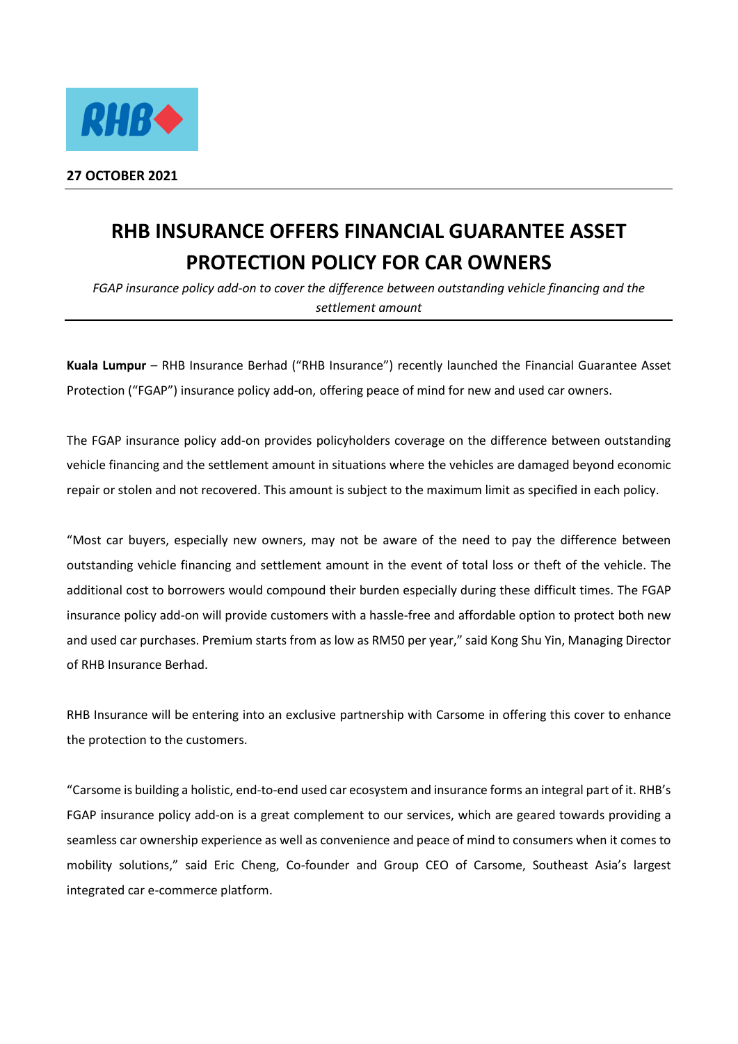**27 OCTOBER 2021**

# RHB INSURANCE OFFERS FINANCIAL GUARANTEE ASSET PROTECTION POLICY FOR CAR OWNERS

*FGAP insurance policy add-on to cover the difference between outstanding vehicle financing and the settlement amount*

**Kuala Lumpur** – RHB Insurance Berhad ("RHB Insurance") recently launched the Financial Guarantee Asset Protection ("FGAP") insurance policy add-on, offering peace of mind for new and used car owners.

The FGAP insurance policy add-on provides policyholders coverage on the difference between outstanding vehicle financing and the settlement amount in situations where the vehicles are damaged beyond economic repair or stolen and not recovered. This amount is subject to the maximum limit as specified in each policy.

"Most car buyers, especially new owners, may not be aware of the need to pay the difference between outstanding vehicle financing and settlement amount in the event of total loss or theft of the vehicle. The additional cost to borrowers would compound their burden especially during these difficult times. The FGAP insurance policy add-on will provide customers with a hassle-free and affordable option to protect both new and used car purchases. Premium starts from as low as RM50 per year," said Kong Shu Yin, Managing Director of RHB Insurance Berhad.

RHB Insurance will be entering into an exclusive partnership with Carsome in offering this cover to enhance the protection to the customers.

"Carsome is building a holistic, end-to-end used car ecosystem and insurance forms an integral part of it. RHB's FGAP insurance policy add-on is a great complement to our services, which are geared towards providing a seamless car ownership experience as well as convenience and peace of mind to consumers when it comes to mobility solutions," said Eric Cheng, Co-founder and Group CEO of Carsome, Southeast Asia's largest integrated car e-commerce platform.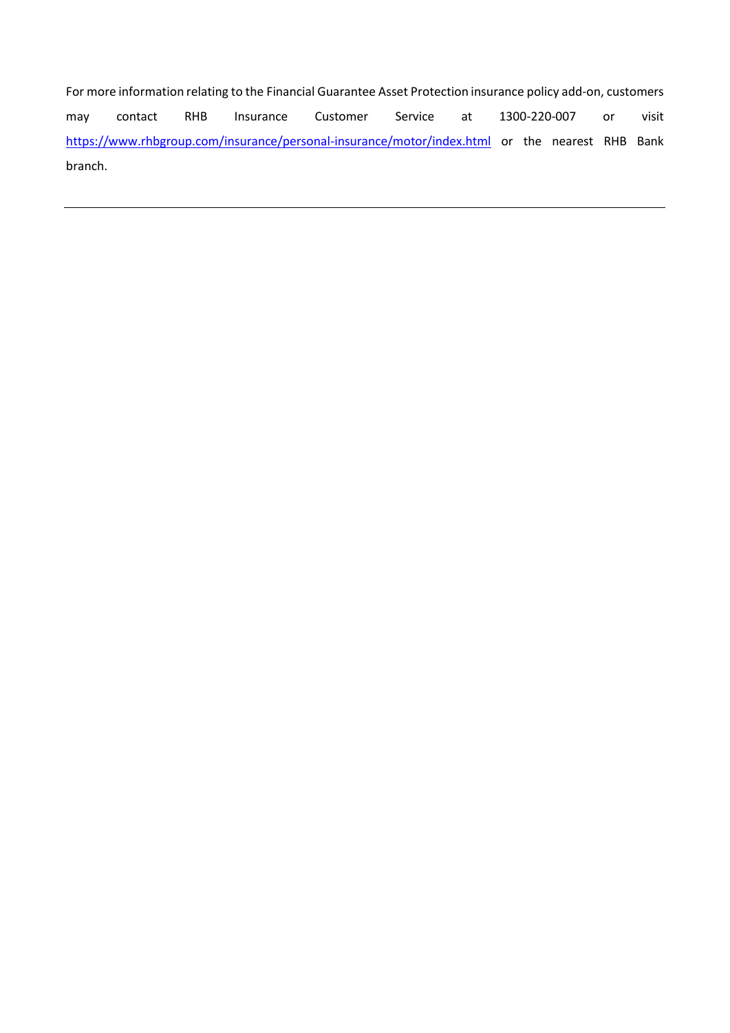For more information relating to the Financial Guarantee Asset Protection insurance policy add-on, customers may contact RHB Insurance Customer Service at 1300-220-007 or visit https://www.rhbgroup.com/insurance/personal-insurance/motor/index.html or the nearest RHB Bank branch.

---